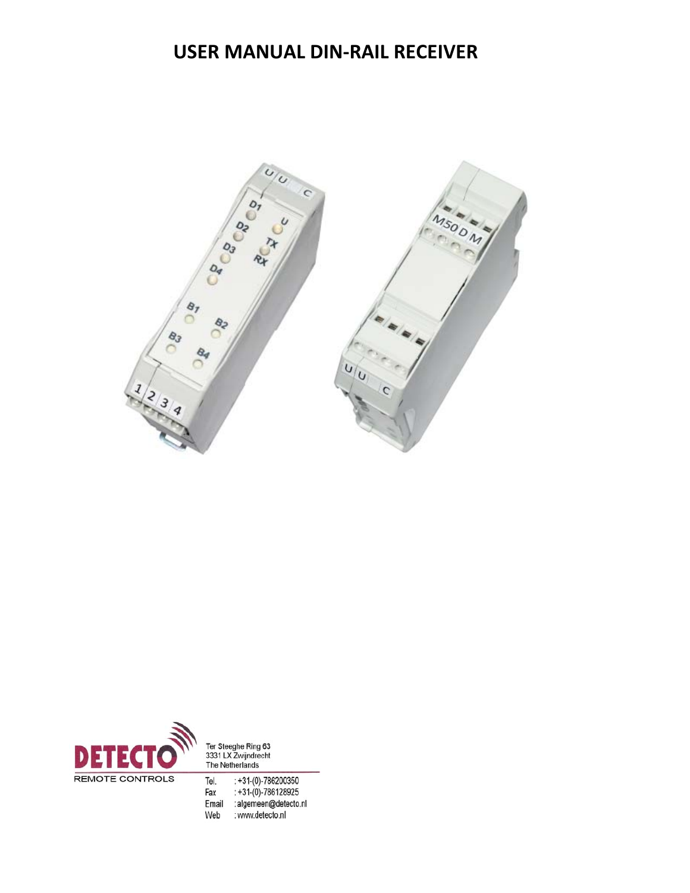# USER MANUAL DIN-RAIL RECEIVER

DETECTO
REMOTE CONTROLS

Ter Steeghe Ring 63
3331 LX Zwijndrecht
The Netherlands

Tel. : +31-(0)-786200350
Fax : +31-(0)-786128925
Email : algemeen@detecto.nl
Web : www.detecto.nl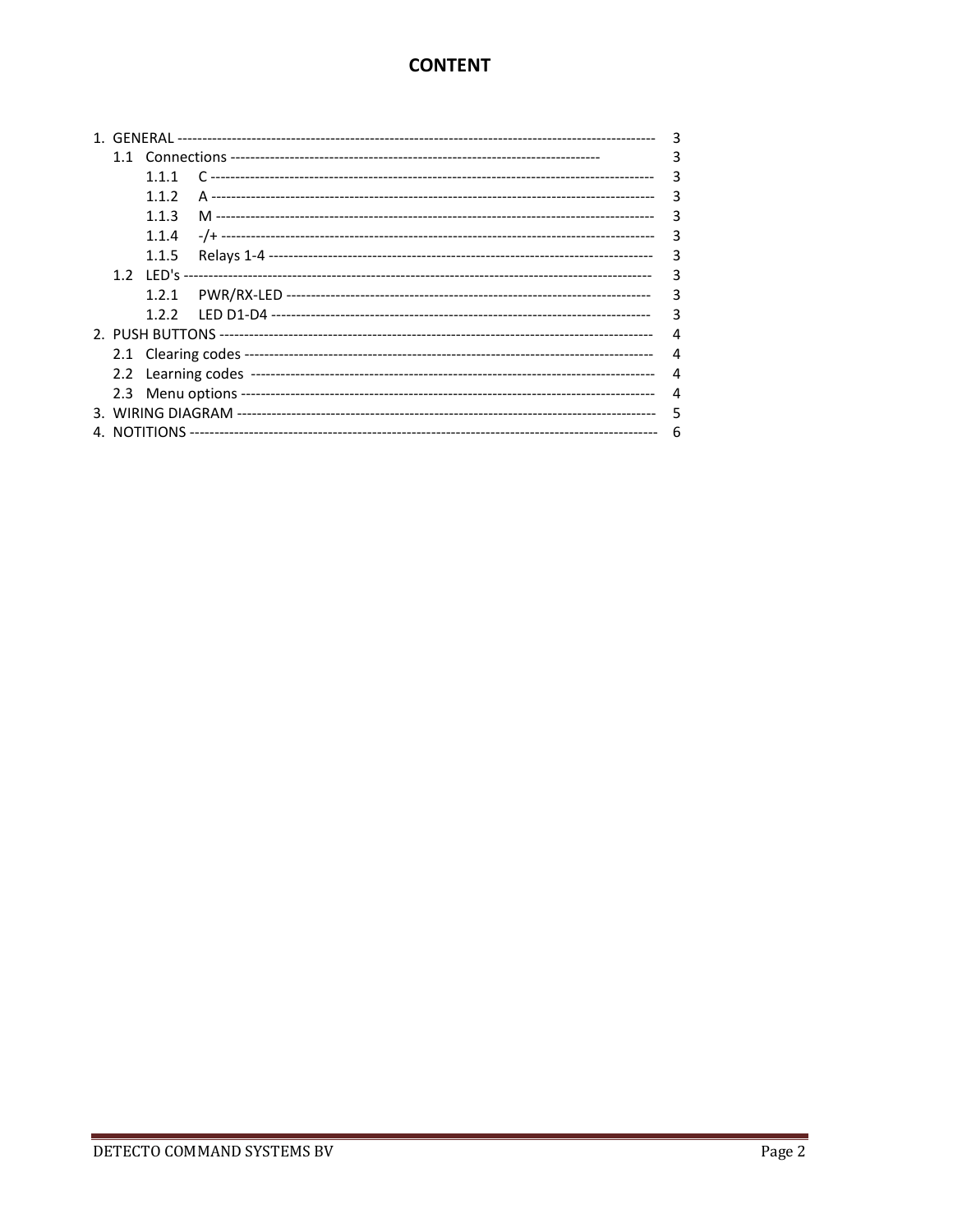# CONTENT

1. GENERAL ---------------------------------------------------------------------------------------------------- 3
   1.1 Connections ------------------------------------------------------------------------------- 3
      1.1.1 C --------------------------------------------------------------------------------------------- 3
      1.1.2 A --------------------------------------------------------------------------------------------- 3
      1.1.3 M -------------------------------------------------------------------------------------------- 3
      1.1.4 -/+ ------------------------------------------------------------------------------------------- 3
      1.1.5 Relays 1-4 ---------------------------------------------------------------------------------- 3
   1.2 LED's ------------------------------------------------------------------------------------------------- 3
      1.2.1 PWR/RX-LED ------------------------------------------------------------------------------ 3
      1.2.2 LED D1-D4 --------------------------------------------------------------------------------- 3
2. PUSH BUTTONS ---------------------------------------------------------------------------------------- 4
   2.1 Clearing codes --------------------------------------------------------------------------------- 4
   2.2 Learning codes -------------------------------------------------------------------------------- 4
   2.3 Menu options ---------------------------------------------------------------------------------- 4
3. WIRING DIAGRAM ------------------------------------------------------------------------------------- 5
4. NOTITIONS ---------------------------------------------------------------------------------------------- 6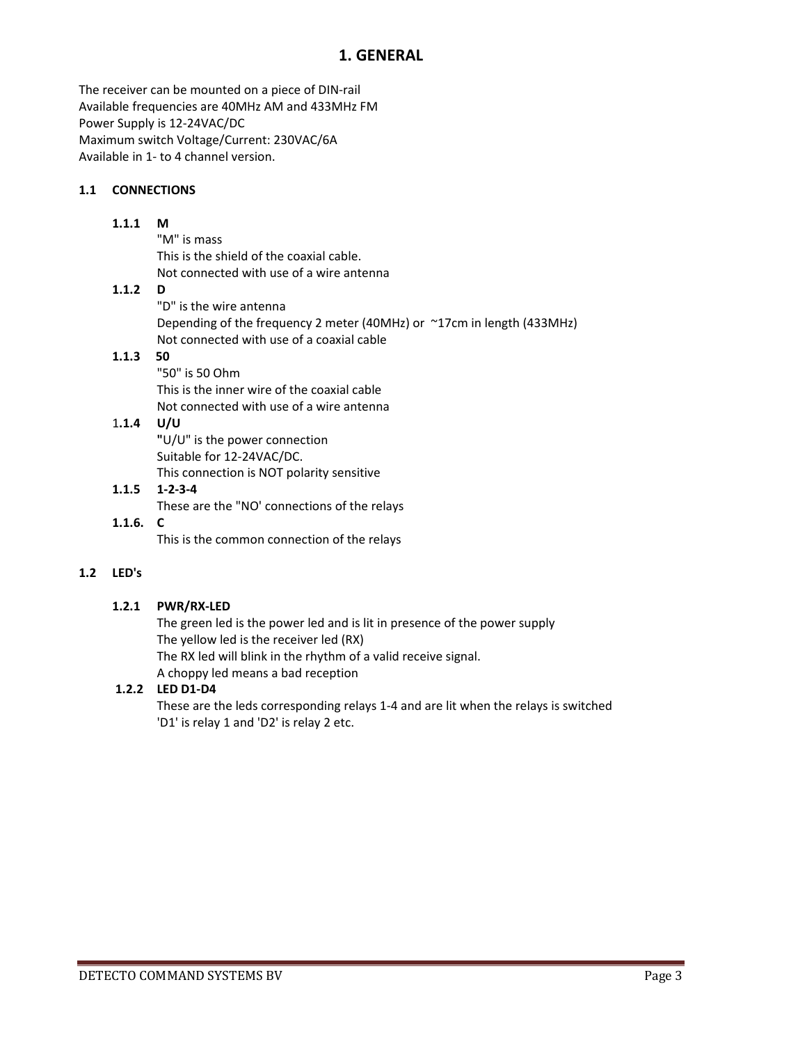# 1. GENERAL

The receiver can be mounted on a piece of DIN-rail
Available frequencies are 40MHz AM and 433MHz FM
Power Supply is 12-24VAC/DC
Maximum switch Voltage/Current: 230VAC/6A
Available in 1- to 4 channel version.

## 1.1 CONNECTIONS

### 1.1.1 M

"M" is mass
This is the shield of the coaxial cable.
Not connected with use of a wire antenna

### 1.1.2 D

"D" is the wire antenna
Depending of the frequency 2 meter (40MHz) or ~17cm in length (433MHz)
Not connected with use of a coaxial cable

### 1.1.3 50

"50" is 50 Ohm
This is the inner wire of the coaxial cable
Not connected with use of a wire antenna

### 1.1.4 U/U

"U/U" is the power connection
Suitable for 12-24VAC/DC.
This connection is NOT polarity sensitive

### 1.1.5 1-2-3-4

These are the "NO' connections of the relays

### 1.1.6. C

This is the common connection of the relays

## 1.2 LED's

### 1.2.1 PWR/RX-LED

The green led is the power led and is lit in presence of the power supply
The yellow led is the receiver led (RX)
The RX led will blink in the rhythm of a valid receive signal.
A choppy led means a bad reception

### 1.2.2 LED D1-D4

These are the leds corresponding relays 1-4 and are lit when the relays is switched
'D1' is relay 1 and 'D2' is relay 2 etc.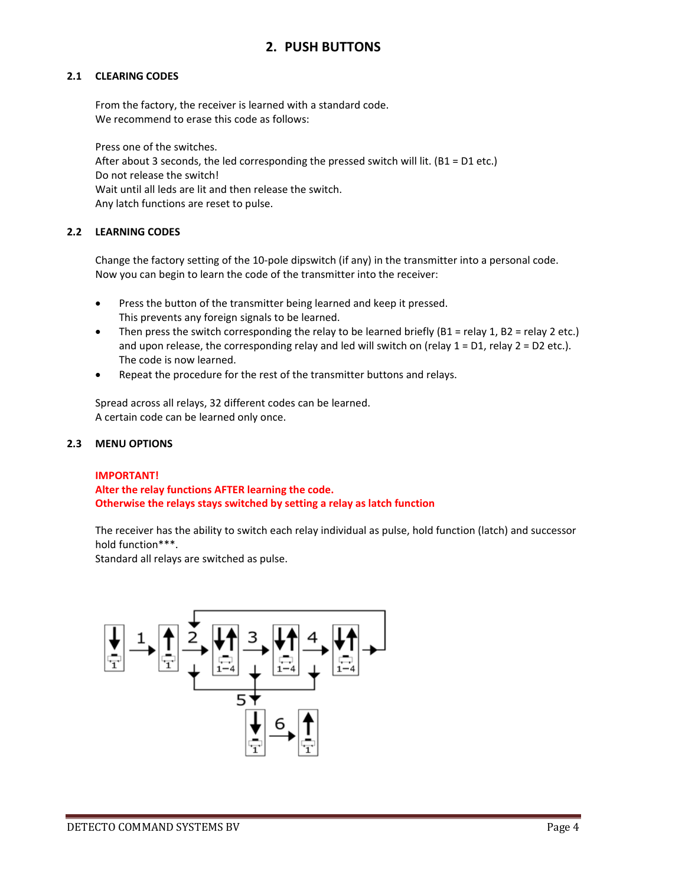## 2. PUSH BUTTONS

### 2.1 CLEARING CODES

From the factory, the receiver is learned with a standard code.
We recommend to erase this code as follows:

Press one of the switches.
After about 3 seconds, the led corresponding the pressed switch will lit. (B1 = D1 etc.)
Do not release the switch!
Wait until all leds are lit and then release the switch.
Any latch functions are reset to pulse.

### 2.2 LEARNING CODES

Change the factory setting of the 10-pole dipswitch (if any) in the transmitter into a personal code.
Now you can begin to learn the code of the transmitter into the receiver:

- Press the button of the transmitter being learned and keep it pressed.
  This prevents any foreign signals to be learned.
- Then press the switch corresponding the relay to be learned briefly (B1 = relay 1, B2 = relay 2 etc.) and upon release, the corresponding relay and led will switch on (relay 1 = D1, relay 2 = D2 etc.).
  The code is now learned.
- Repeat the procedure for the rest of the transmitter buttons and relays.

Spread across all relays, 32 different codes can be learned.
A certain code can be learned only once.

### 2.3 MENU OPTIONS

**IMPORTANT!**
**Alter the relay functions AFTER learning the code.**
**Otherwise the relays stays switched by setting a relay as latch function**

The receiver has the ability to switch each relay individual as pulse, hold function (latch) and successor hold function***.
Standard all relays are switched as pulse.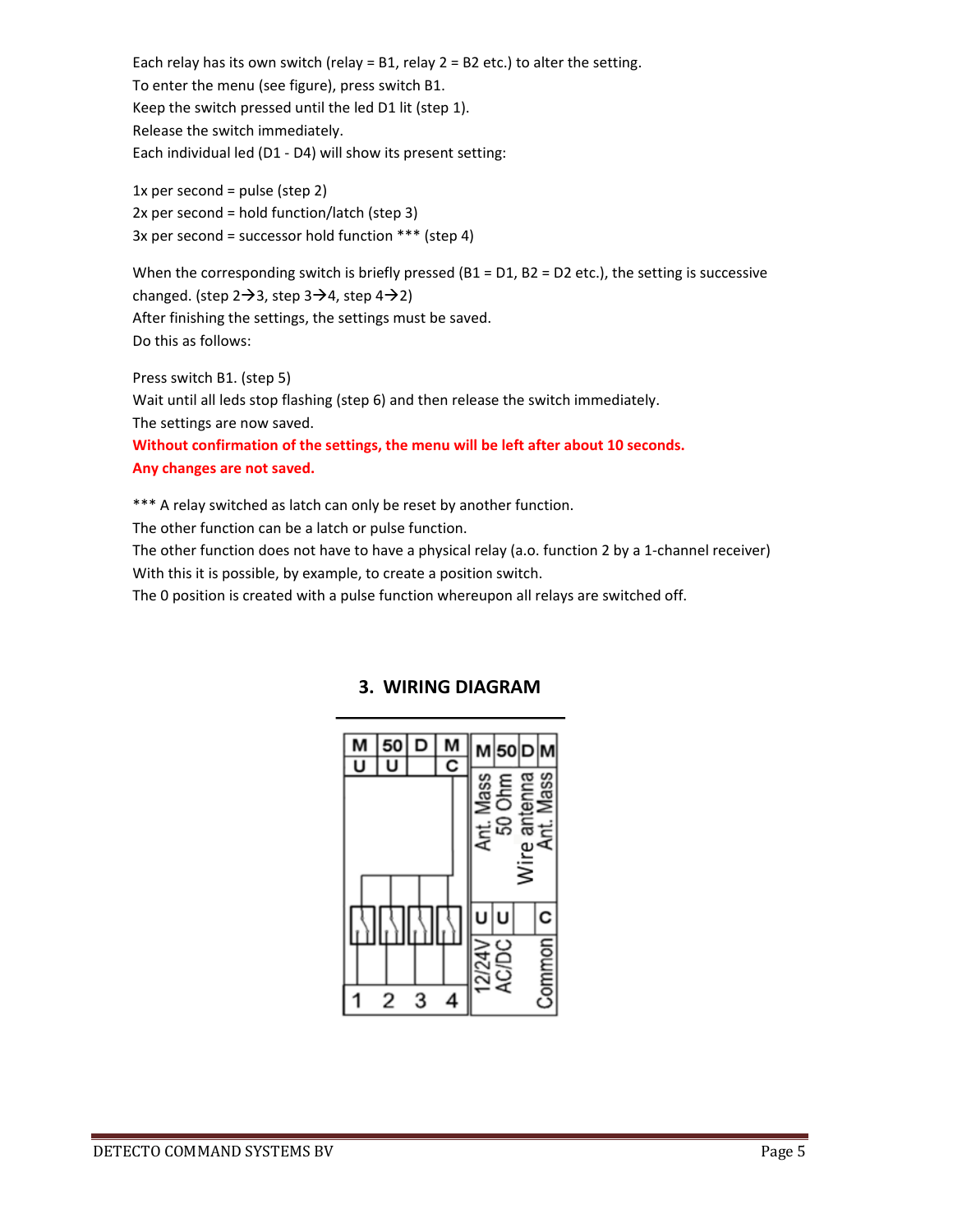Each relay has its own switch (relay = B1, relay 2 = B2 etc.) to alter the setting.
To enter the menu (see figure), press switch B1.
Keep the switch pressed until the led D1 lit (step 1).
Release the switch immediately.
Each individual led (D1 - D4) will show its present setting:

1x per second = pulse (step 2)
2x per second = hold function/latch (step 3)
3x per second = successor hold function *** (step 4)

When the corresponding switch is briefly pressed (B1 = D1, B2 = D2 etc.), the setting is successive changed. (step 2→3, step 3→4, step 4→2)
After finishing the settings, the settings must be saved.
Do this as follows:

Press switch B1. (step 5)
Wait until all leds stop flashing (step 6) and then release the switch immediately.
The settings are now saved.
**Without confirmation of the settings, the menu will be left after about 10 seconds.**
**Any changes are not saved.**

*** A relay switched as latch can only be reset by another function.
The other function can be a latch or pulse function.
The other function does not have to have a physical relay (a.o. function 2 by a 1-channel receiver)
With this it is possible, by example, to create a position switch.
The 0 position is created with a pulse function whereupon all relays are switched off.

## 3. WIRING DIAGRAM

| M | 50 | D | M |
|---|---|---|---|
| Ant. Mass | 50 Ohm | Wire antenna | Ant. Mass |

| U | U | | C |
|---|---|---|---|
| 12/24V | AC/DC | | Common |

Relay outputs: 1 2 3 4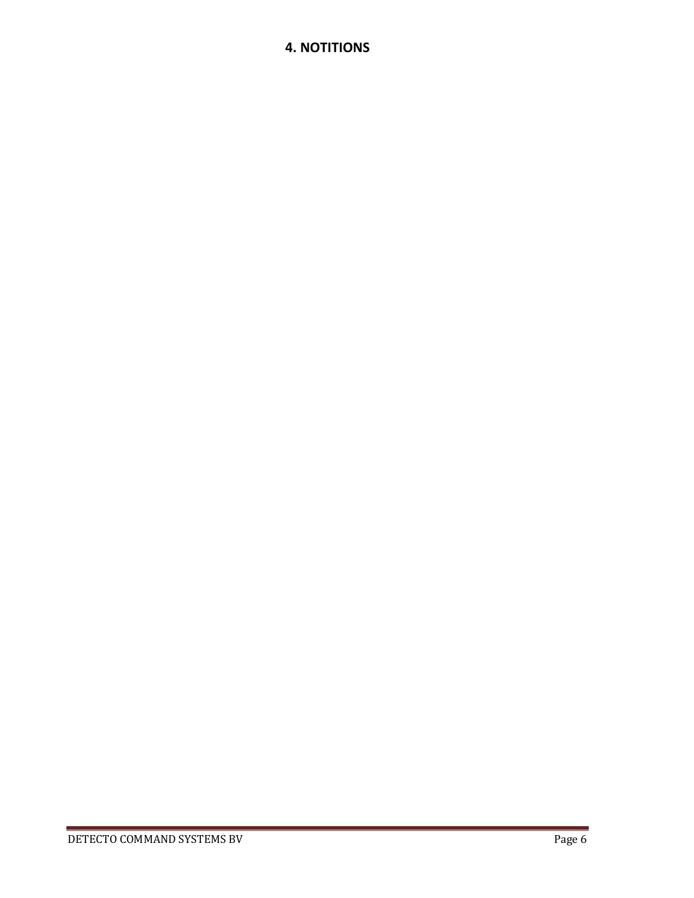# 4. NOTITIONS